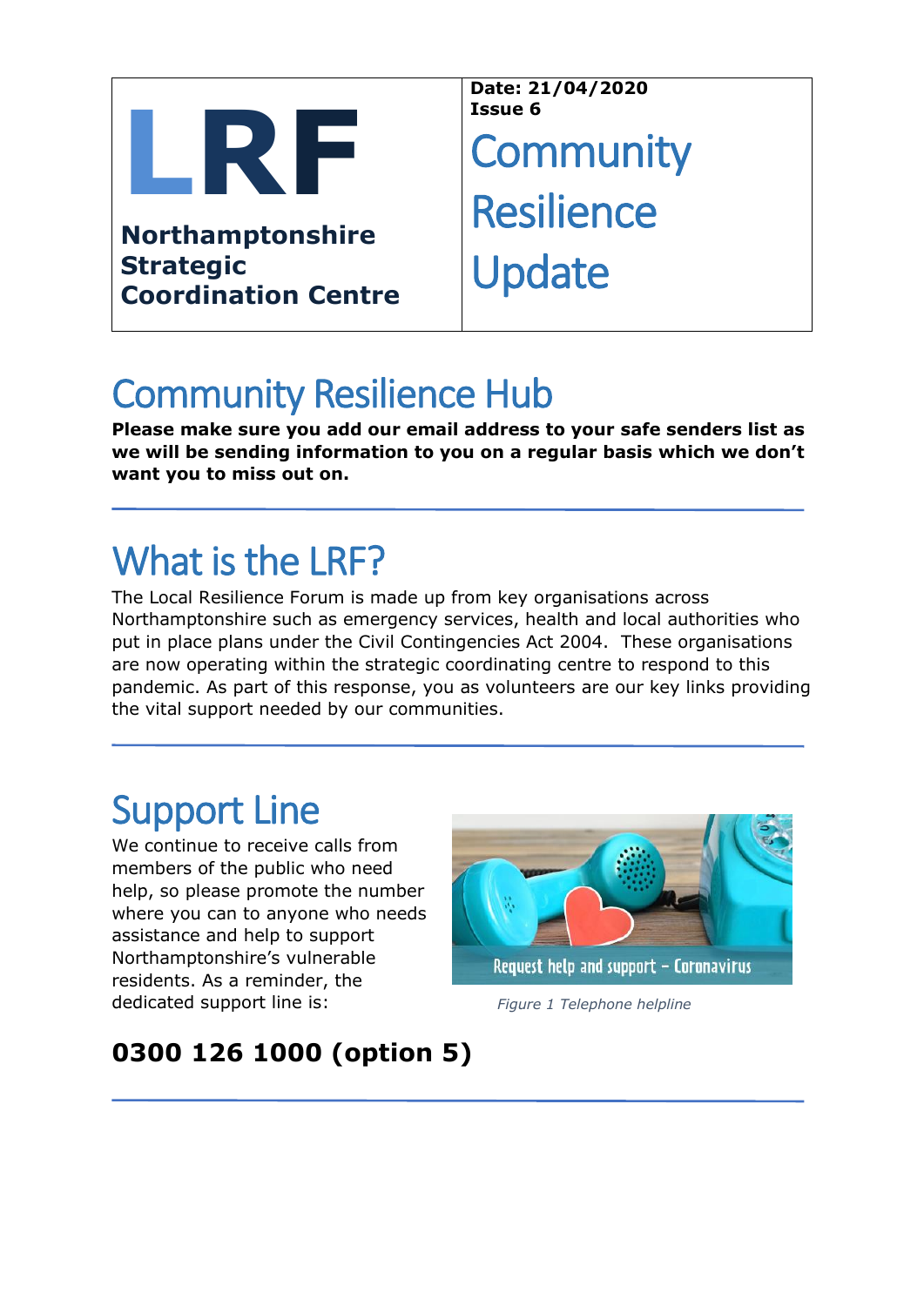**LRF**

**Northamptonshire Strategic Coordination Centre**

**Date: 21/04/2020**
**Issue 6**

# Community Resilience Update

## Community Resilience Hub

**Please make sure you add our email address to your safe senders list as we will be sending information to you on a regular basis which we don't want you to miss out on.**

---

## What is the LRF?

The Local Resilience Forum is made up from key organisations across Northamptonshire such as emergency services, health and local authorities who put in place plans under the Civil Contingencies Act 2004. These organisations are now operating within the strategic coordinating centre to respond to this pandemic. As part of this response, you as volunteers are our key links providing the vital support needed by our communities.

---

## Support Line

We continue to receive calls from members of the public who need help, so please promote the number where you can to anyone who needs assistance and help to support Northamptonshire's vulnerable residents. As a reminder, the dedicated support line is:

Request help and support – Coronavirus

*Figure 1 Telephone helpline*

### 0300 126 1000 (option 5)

---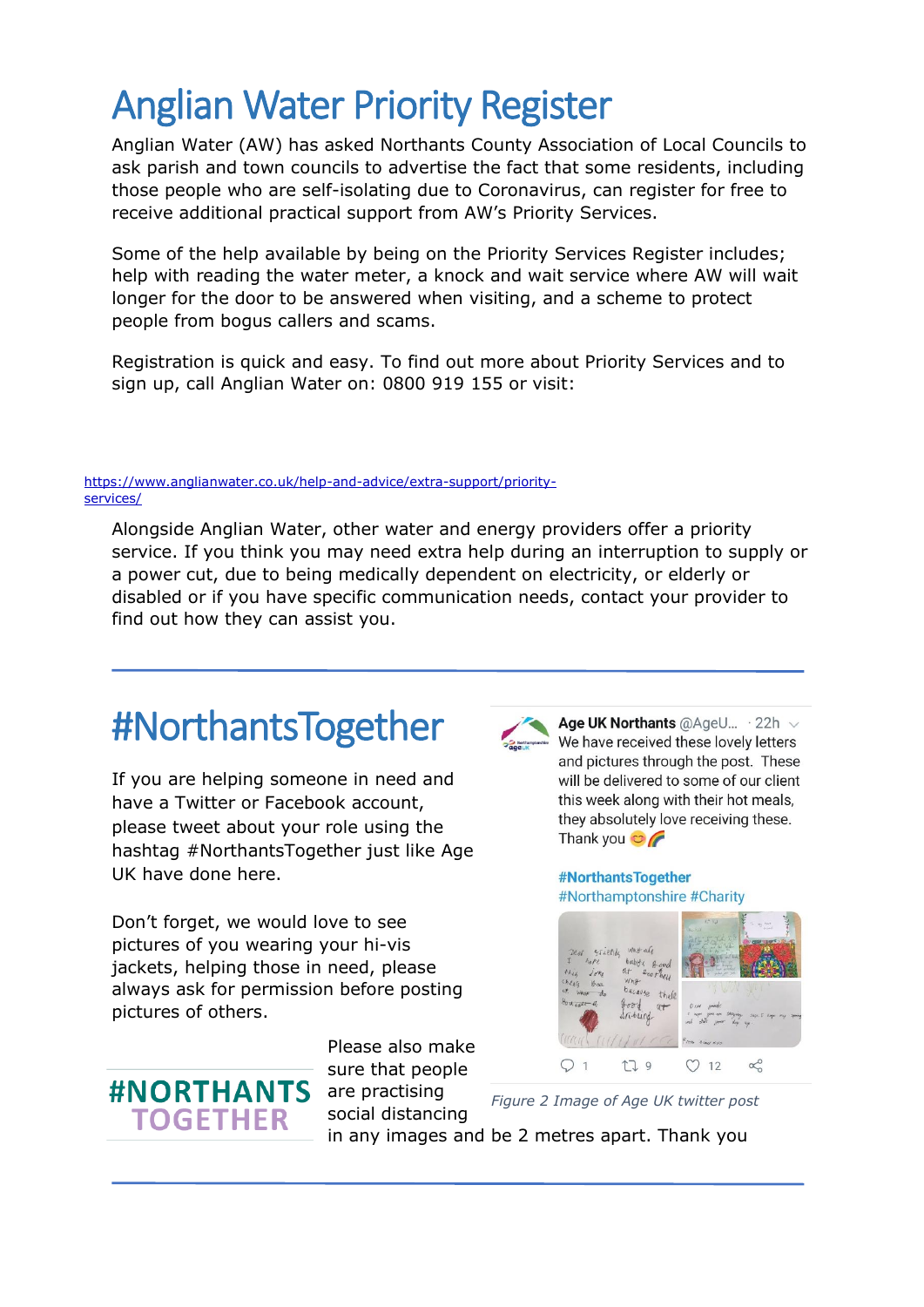# Anglian Water Priority Register

Anglian Water (AW) has asked Northants County Association of Local Councils to ask parish and town councils to advertise the fact that some residents, including those people who are self-isolating due to Coronavirus, can register for free to receive additional practical support from AW's Priority Services.

Some of the help available by being on the Priority Services Register includes; help with reading the water meter, a knock and wait service where AW will wait longer for the door to be answered when visiting, and a scheme to protect people from bogus callers and scams.

Registration is quick and easy. To find out more about Priority Services and to sign up, call Anglian Water on: 0800 919 155 or visit:

https://www.anglianwater.co.uk/help-and-advice/extra-support/priority-services/

Alongside Anglian Water, other water and energy providers offer a priority service. If you think you may need extra help during an interruption to supply or a power cut, due to being medically dependent on electricity, or elderly or disabled or if you have specific communication needs, contact your provider to find out how they can assist you.

# #NorthantsTogether

If you are helping someone in need and have a Twitter or Facebook account, please tweet about your role using the hashtag #NorthantsTogether just like Age UK have done here.

Don't forget, we would love to see pictures of you wearing your hi-vis jackets, helping those in need, please always ask for permission before posting pictures of others.

**#NORTHANTS TOGETHER**

Please also make sure that people are practising social distancing in any images and be 2 metres apart. Thank you

**Age UK Northants** @AgeU... · 22h
We have received these lovely letters and pictures through the post. These will be delivered to some of our client this week along with their hot meals, they absolutely love receiving these. Thank you 😊🌈

#NorthantsTogether
#Northamptonshire #Charity

1 9 12

*Figure 2 Image of Age UK twitter post*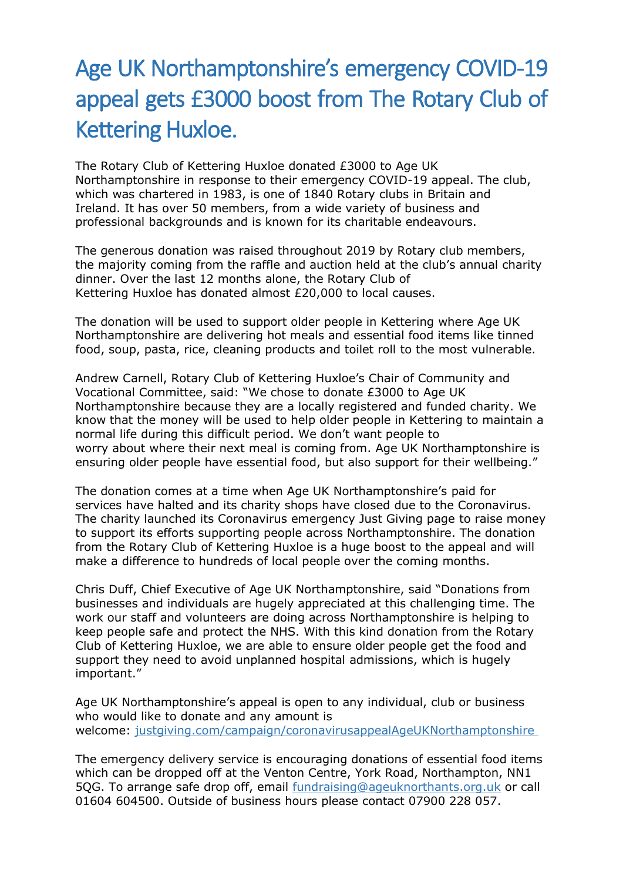# Age UK Northamptonshire's emergency COVID-19 appeal gets £3000 boost from The Rotary Club of Kettering Huxloe.

The Rotary Club of Kettering Huxloe donated £3000 to Age UK Northamptonshire in response to their emergency COVID-19 appeal. The club, which was chartered in 1983, is one of 1840 Rotary clubs in Britain and Ireland. It has over 50 members, from a wide variety of business and professional backgrounds and is known for its charitable endeavours.

The generous donation was raised throughout 2019 by Rotary club members, the majority coming from the raffle and auction held at the club's annual charity dinner. Over the last 12 months alone, the Rotary Club of Kettering Huxloe has donated almost £20,000 to local causes.

The donation will be used to support older people in Kettering where Age UK Northamptonshire are delivering hot meals and essential food items like tinned food, soup, pasta, rice, cleaning products and toilet roll to the most vulnerable.

Andrew Carnell, Rotary Club of Kettering Huxloe's Chair of Community and Vocational Committee, said: "We chose to donate £3000 to Age UK Northamptonshire because they are a locally registered and funded charity. We know that the money will be used to help older people in Kettering to maintain a normal life during this difficult period. We don't want people to worry about where their next meal is coming from. Age UK Northamptonshire is ensuring older people have essential food, but also support for their wellbeing."

The donation comes at a time when Age UK Northamptonshire's paid for services have halted and its charity shops have closed due to the Coronavirus. The charity launched its Coronavirus emergency Just Giving page to raise money to support its efforts supporting people across Northamptonshire. The donation from the Rotary Club of Kettering Huxloe is a huge boost to the appeal and will make a difference to hundreds of local people over the coming months.

Chris Duff, Chief Executive of Age UK Northamptonshire, said "Donations from businesses and individuals are hugely appreciated at this challenging time. The work our staff and volunteers are doing across Northamptonshire is helping to keep people safe and protect the NHS. With this kind donation from the Rotary Club of Kettering Huxloe, we are able to ensure older people get the food and support they need to avoid unplanned hospital admissions, which is hugely important."

Age UK Northamptonshire's appeal is open to any individual, club or business who would like to donate and any amount is welcome: [justgiving.com/campaign/coronavirusappealAgeUKNorthamptonshire](justgiving.com/campaign/coronavirusappealAgeUKNorthamptonshire)

The emergency delivery service is encouraging donations of essential food items which can be dropped off at the Venton Centre, York Road, Northampton, NN1 5QG. To arrange safe drop off, email [fundraising@ageuknorthants.org.uk](mailto:fundraising@ageuknorthants.org.uk) or call 01604 604500. Outside of business hours please contact 07900 228 057.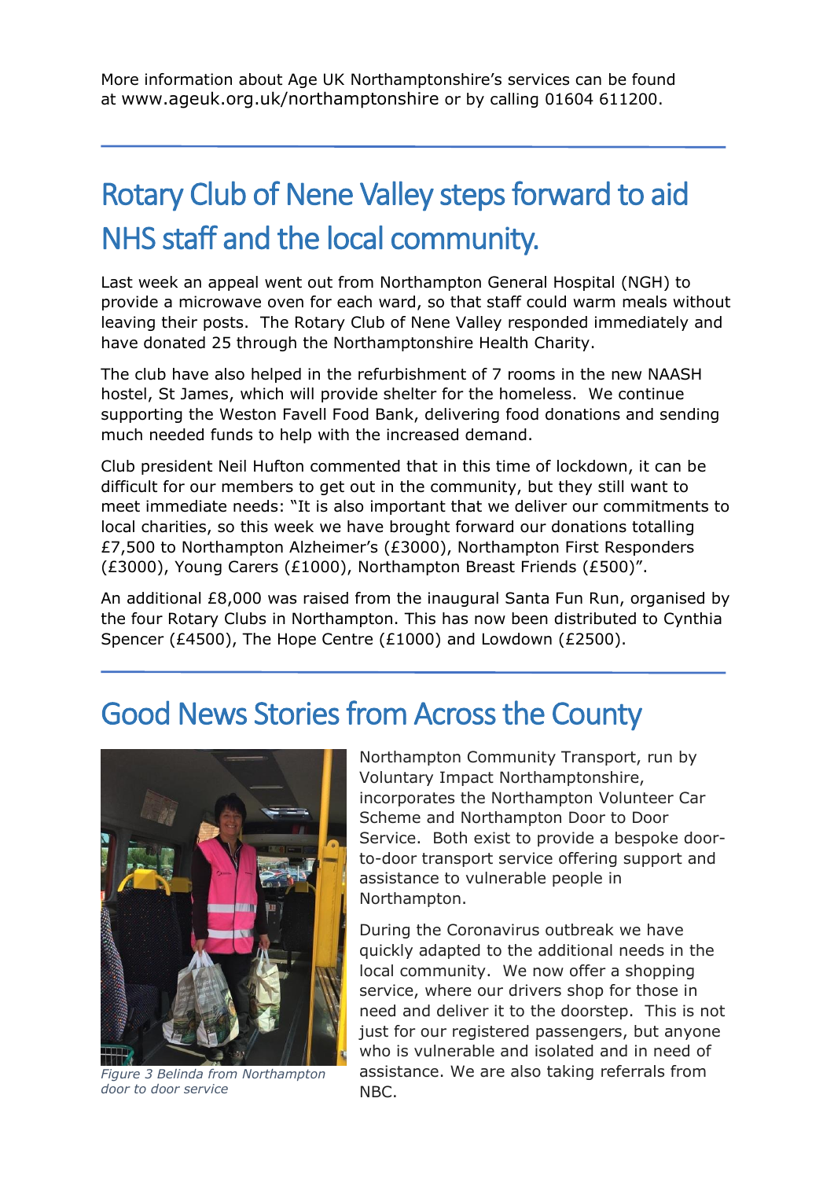More information about Age UK Northamptonshire's services can be found at www.ageuk.org.uk/northamptonshire or by calling 01604 611200.

---

## Rotary Club of Nene Valley steps forward to aid NHS staff and the local community.

Last week an appeal went out from Northampton General Hospital (NGH) to provide a microwave oven for each ward, so that staff could warm meals without leaving their posts. The Rotary Club of Nene Valley responded immediately and have donated 25 through the Northamptonshire Health Charity.

The club have also helped in the refurbishment of 7 rooms in the new NAASH hostel, St James, which will provide shelter for the homeless. We continue supporting the Weston Favell Food Bank, delivering food donations and sending much needed funds to help with the increased demand.

Club president Neil Hufton commented that in this time of lockdown, it can be difficult for our members to get out in the community, but they still want to meet immediate needs: "It is also important that we deliver our commitments to local charities, so this week we have brought forward our donations totalling £7,500 to Northampton Alzheimer's (£3000), Northampton First Responders (£3000), Young Carers (£1000), Northampton Breast Friends (£500)".

An additional £8,000 was raised from the inaugural Santa Fun Run, organised by the four Rotary Clubs in Northampton. This has now been distributed to Cynthia Spencer (£4500), The Hope Centre (£1000) and Lowdown (£2500).

---

## Good News Stories from Across the County

*Figure 3 Belinda from Northampton door to door service*

Northampton Community Transport, run by Voluntary Impact Northamptonshire, incorporates the Northampton Volunteer Car Scheme and Northampton Door to Door Service. Both exist to provide a bespoke door-to-door transport service offering support and assistance to vulnerable people in Northampton.

During the Coronavirus outbreak we have quickly adapted to the additional needs in the local community. We now offer a shopping service, where our drivers shop for those in need and deliver it to the doorstep. This is not just for our registered passengers, but anyone who is vulnerable and isolated and in need of assistance. We are also taking referrals from NBC.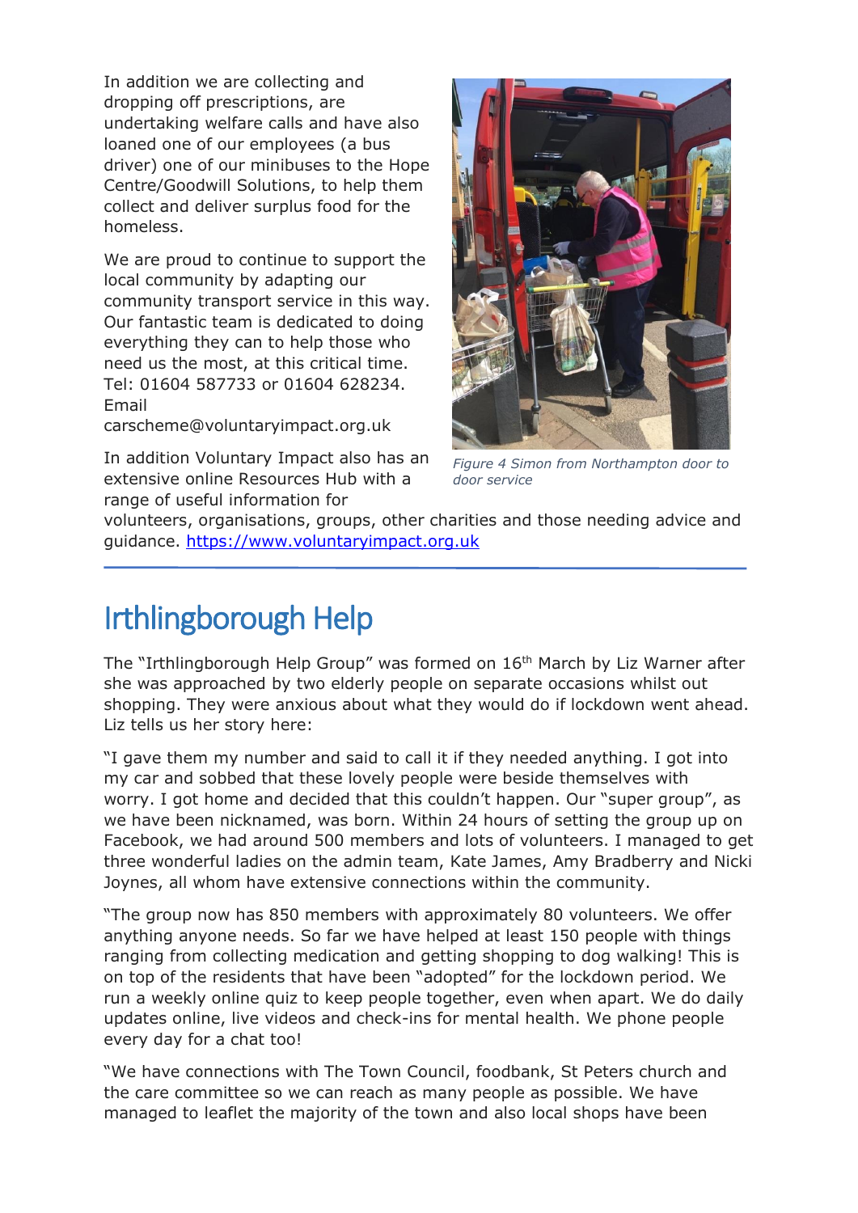In addition we are collecting and dropping off prescriptions, are undertaking welfare calls and have also loaned one of our employees (a bus driver) one of our minibuses to the Hope Centre/Goodwill Solutions, to help them collect and deliver surplus food for the homeless.

We are proud to continue to support the local community by adapting our community transport service in this way. Our fantastic team is dedicated to doing everything they can to help those who need us the most, at this critical time. Tel: 01604 587733 or 01604 628234. Email carscheme@voluntaryimpact.org.uk

*Figure 4 Simon from Northampton door to door service*

In addition Voluntary Impact also has an extensive online Resources Hub with a range of useful information for volunteers, organisations, groups, other charities and those needing advice and guidance. https://www.voluntaryimpact.org.uk

---

# Irthlingborough Help

The "Irthlingborough Help Group" was formed on 16th March by Liz Warner after she was approached by two elderly people on separate occasions whilst out shopping. They were anxious about what they would do if lockdown went ahead. Liz tells us her story here:

"I gave them my number and said to call it if they needed anything. I got into my car and sobbed that these lovely people were beside themselves with worry. I got home and decided that this couldn't happen. Our "super group", as we have been nicknamed, was born. Within 24 hours of setting the group up on Facebook, we had around 500 members and lots of volunteers. I managed to get three wonderful ladies on the admin team, Kate James, Amy Bradberry and Nicki Joynes, all whom have extensive connections within the community.

"The group now has 850 members with approximately 80 volunteers. We offer anything anyone needs. So far we have helped at least 150 people with things ranging from collecting medication and getting shopping to dog walking! This is on top of the residents that have been "adopted" for the lockdown period. We run a weekly online quiz to keep people together, even when apart. We do daily updates online, live videos and check-ins for mental health. We phone people every day for a chat too!

"We have connections with The Town Council, foodbank, St Peters church and the care committee so we can reach as many people as possible. We have managed to leaflet the majority of the town and also local shops have been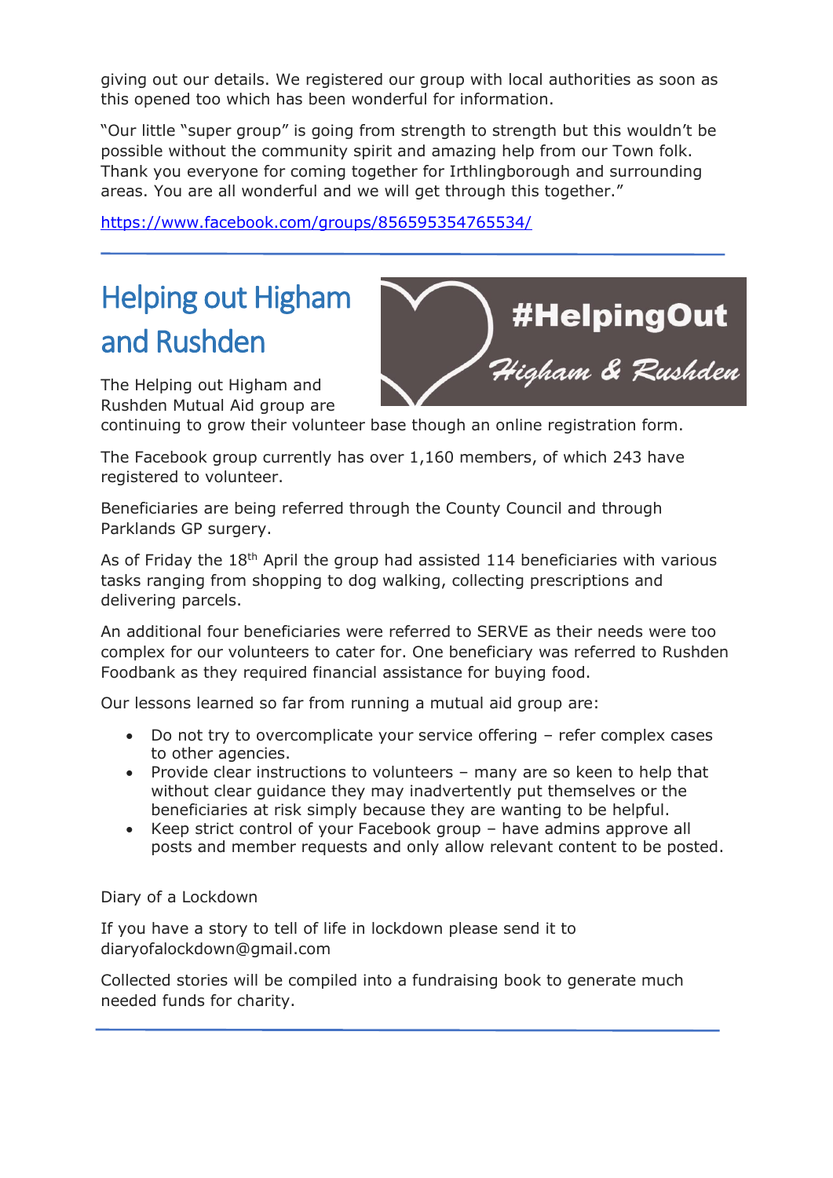giving out our details. We registered our group with local authorities as soon as this opened too which has been wonderful for information.

"Our little "super group" is going from strength to strength but this wouldn't be possible without the community spirit and amazing help from our Town folk. Thank you everyone for coming together for Irthlingborough and surrounding areas. You are all wonderful and we will get through this together."

https://www.facebook.com/groups/856595354765534/

---

## Helping out Higham and Rushden

#HelpingOut Higham & Rushden

The Helping out Higham and Rushden Mutual Aid group are continuing to grow their volunteer base though an online registration form.

The Facebook group currently has over 1,160 members, of which 243 have registered to volunteer.

Beneficiaries are being referred through the County Council and through Parklands GP surgery.

As of Friday the 18th April the group had assisted 114 beneficiaries with various tasks ranging from shopping to dog walking, collecting prescriptions and delivering parcels.

An additional four beneficiaries were referred to SERVE as their needs were too complex for our volunteers to cater for. One beneficiary was referred to Rushden Foodbank as they required financial assistance for buying food.

Our lessons learned so far from running a mutual aid group are:

- Do not try to overcomplicate your service offering – refer complex cases to other agencies.
- Provide clear instructions to volunteers – many are so keen to help that without clear guidance they may inadvertently put themselves or the beneficiaries at risk simply because they are wanting to be helpful.
- Keep strict control of your Facebook group – have admins approve all posts and member requests and only allow relevant content to be posted.

Diary of a Lockdown

If you have a story to tell of life in lockdown please send it to diaryofalockdown@gmail.com

Collected stories will be compiled into a fundraising book to generate much needed funds for charity.

---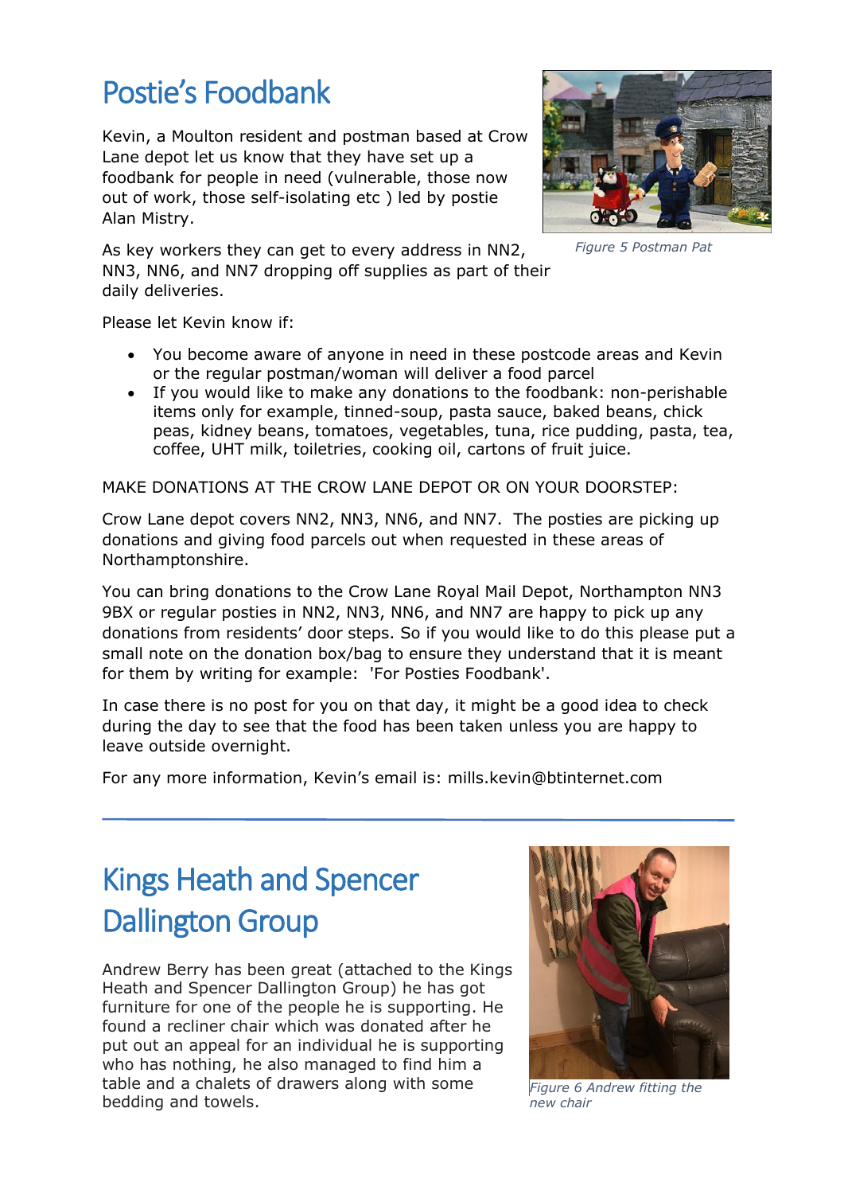# Postie's Foodbank

Kevin, a Moulton resident and postman based at Crow Lane depot let us know that they have set up a foodbank for people in need (vulnerable, those now out of work, those self-isolating etc ) led by postie Alan Mistry.

*Figure 5 Postman Pat*

As key workers they can get to every address in NN2, NN3, NN6, and NN7 dropping off supplies as part of their daily deliveries.

Please let Kevin know if:

- You become aware of anyone in need in these postcode areas and Kevin or the regular postman/woman will deliver a food parcel
- If you would like to make any donations to the foodbank: non-perishable items only for example, tinned-soup, pasta sauce, baked beans, chick peas, kidney beans, tomatoes, vegetables, tuna, rice pudding, pasta, tea, coffee, UHT milk, toiletries, cooking oil, cartons of fruit juice.

MAKE DONATIONS AT THE CROW LANE DEPOT OR ON YOUR DOORSTEP:

Crow Lane depot covers NN2, NN3, NN6, and NN7. The posties are picking up donations and giving food parcels out when requested in these areas of Northamptonshire.

You can bring donations to the Crow Lane Royal Mail Depot, Northampton NN3 9BX or regular posties in NN2, NN3, NN6, and NN7 are happy to pick up any donations from residents' door steps. So if you would like to do this please put a small note on the donation box/bag to ensure they understand that it is meant for them by writing for example: 'For Posties Foodbank'.

In case there is no post for you on that day, it might be a good idea to check during the day to see that the food has been taken unless you are happy to leave outside overnight.

For any more information, Kevin's email is: mills.kevin@btinternet.com

---

# Kings Heath and Spencer Dallington Group

Andrew Berry has been great (attached to the Kings Heath and Spencer Dallington Group) he has got furniture for one of the people he is supporting. He found a recliner chair which was donated after he put out an appeal for an individual he is supporting who has nothing, he also managed to find him a table and a chalets of drawers along with some bedding and towels.

*Figure 6 Andrew fitting the new chair*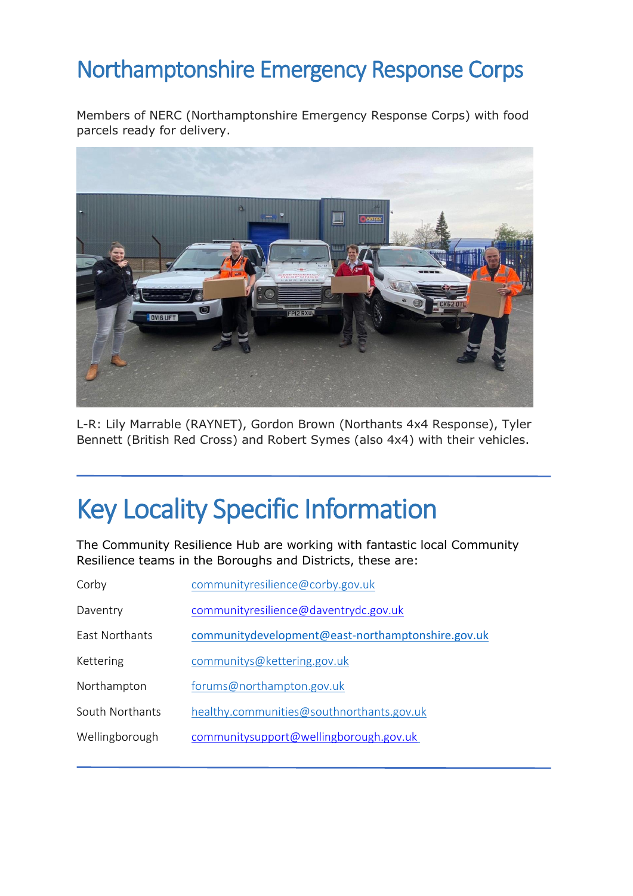# Northamptonshire Emergency Response Corps

Members of NERC (Northamptonshire Emergency Response Corps) with food parcels ready for delivery.

L-R: Lily Marrable (RAYNET), Gordon Brown (Northants 4x4 Response), Tyler Bennett (British Red Cross) and Robert Symes (also 4x4) with their vehicles.

---

# Key Locality Specific Information

The Community Resilience Hub are working with fantastic local Community Resilience teams in the Boroughs and Districts, these are:

| | |
|---|---|
| Corby | communityresilience@corby.gov.uk |
| Daventry | communityresilience@daventrydc.gov.uk |
| East Northants | communitydevelopment@east-northamptonshire.gov.uk |
| Kettering | communitys@kettering.gov.uk |
| Northampton | forums@northampton.gov.uk |
| South Northants | healthy.communities@southnorthants.gov.uk |
| Wellingborough | communitysupport@wellingborough.gov.uk |

---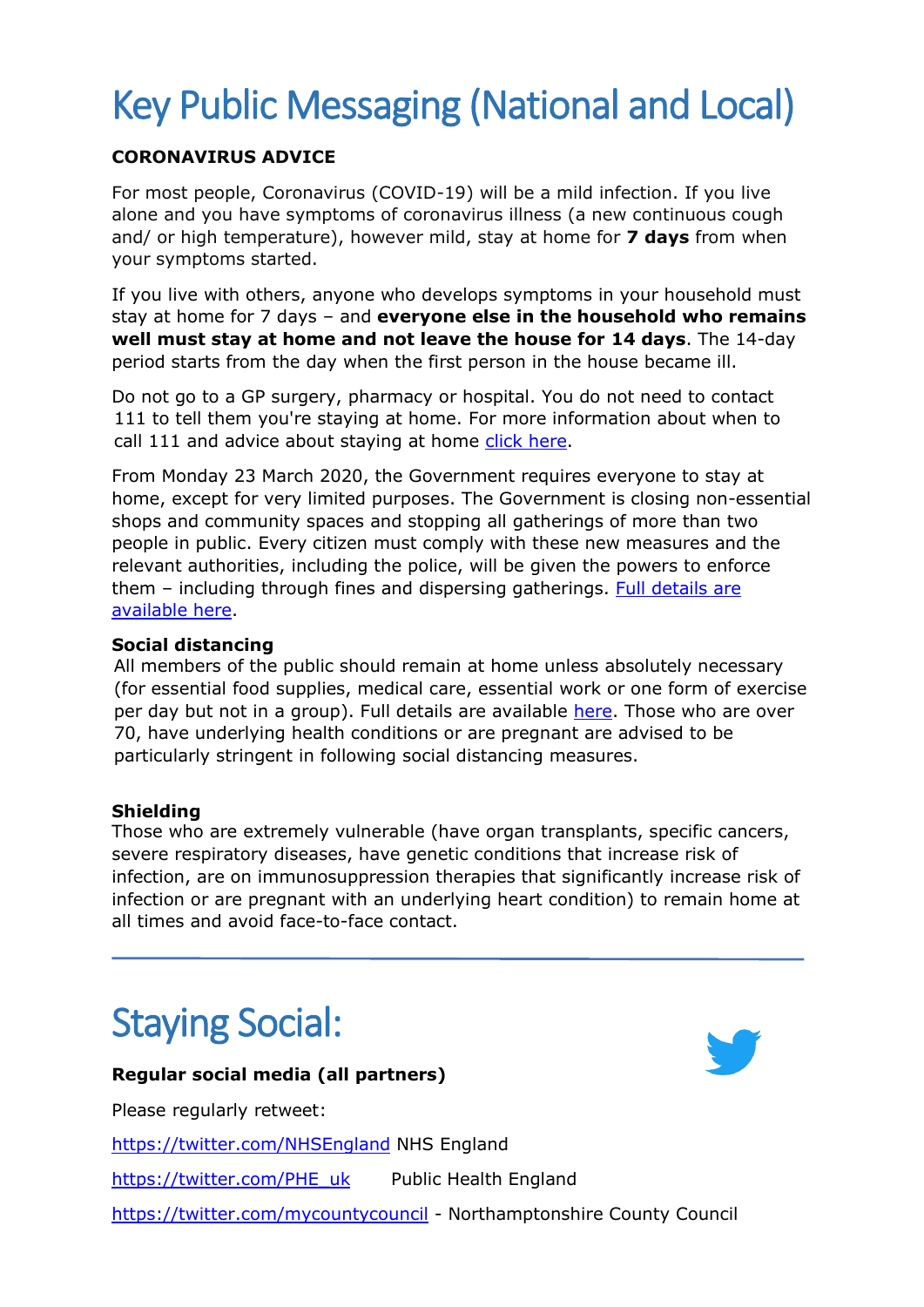# Key Public Messaging (National and Local)

**CORONAVIRUS ADVICE**

For most people, Coronavirus (COVID-19) will be a mild infection. If you live alone and you have symptoms of coronavirus illness (a new continuous cough and/ or high temperature), however mild, stay at home for **7 days** from when your symptoms started.

If you live with others, anyone who develops symptoms in your household must stay at home for 7 days – and **everyone else in the household who remains well must stay at home and not leave the house for 14 days**. The 14-day period starts from the day when the first person in the house became ill.

Do not go to a GP surgery, pharmacy or hospital. You do not need to contact 111 to tell them you're staying at home. For more information about when to call 111 and advice about staying at home click here.

From Monday 23 March 2020, the Government requires everyone to stay at home, except for very limited purposes. The Government is closing non-essential shops and community spaces and stopping all gatherings of more than two people in public. Every citizen must comply with these new measures and the relevant authorities, including the police, will be given the powers to enforce them – including through fines and dispersing gatherings. Full details are available here.

**Social distancing**

All members of the public should remain at home unless absolutely necessary (for essential food supplies, medical care, essential work or one form of exercise per day but not in a group). Full details are available here. Those who are over 70, have underlying health conditions or are pregnant are advised to be particularly stringent in following social distancing measures.

**Shielding**

Those who are extremely vulnerable (have organ transplants, specific cancers, severe respiratory diseases, have genetic conditions that increase risk of infection, are on immunosuppression therapies that significantly increase risk of infection or are pregnant with an underlying heart condition) to remain home at all times and avoid face-to-face contact.

---

# Staying Social:

**Regular social media (all partners)**

Please regularly retweet:

https://twitter.com/NHSEngland NHS England

https://twitter.com/PHE_uk Public Health England

https://twitter.com/mycountycouncil - Northamptonshire County Council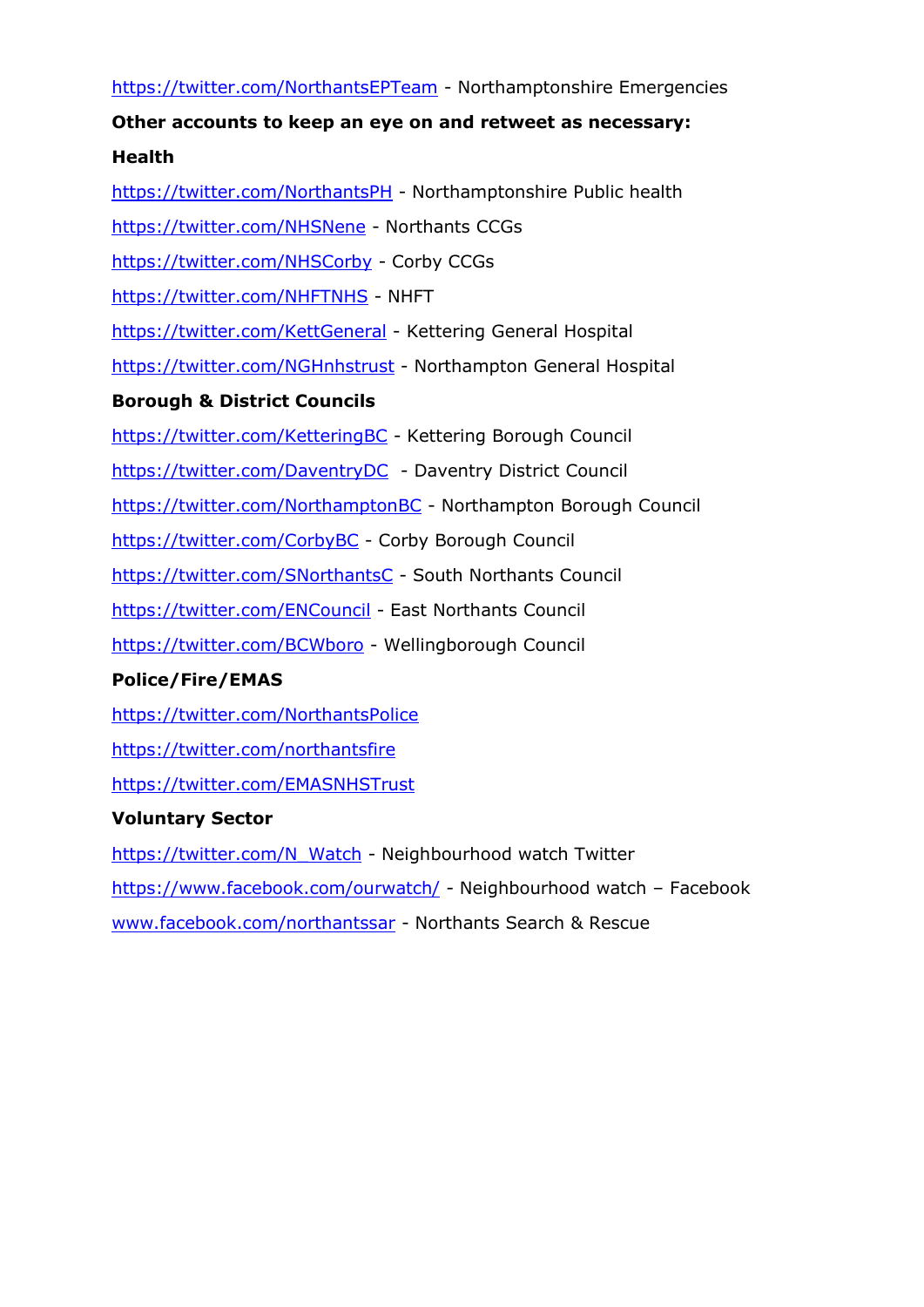https://twitter.com/NorthantsEPTeam - Northamptonshire Emergencies

**Other accounts to keep an eye on and retweet as necessary:**

**Health**

https://twitter.com/NorthantsPH - Northamptonshire Public health

https://twitter.com/NHSNene - Northants CCGs

https://twitter.com/NHSCorby - Corby CCGs

https://twitter.com/NHFTNHS - NHFT

https://twitter.com/KettGeneral - Kettering General Hospital

https://twitter.com/NGHnhstrust - Northampton General Hospital

**Borough & District Councils**

https://twitter.com/KetteringBC - Kettering Borough Council

https://twitter.com/DaventryDC - Daventry District Council

https://twitter.com/NorthamptonBC - Northampton Borough Council

https://twitter.com/CorbyBC - Corby Borough Council

https://twitter.com/SNorthantsC - South Northants Council

https://twitter.com/ENCouncil - East Northants Council

https://twitter.com/BCWboro - Wellingborough Council

**Police/Fire/EMAS**

https://twitter.com/NorthantsPolice

https://twitter.com/northantsfire

https://twitter.com/EMASNHSTrust

**Voluntary Sector**

https://twitter.com/N_Watch - Neighbourhood watch Twitter

https://www.facebook.com/ourwatch/ - Neighbourhood watch – Facebook

www.facebook.com/northantssar - Northants Search & Rescue